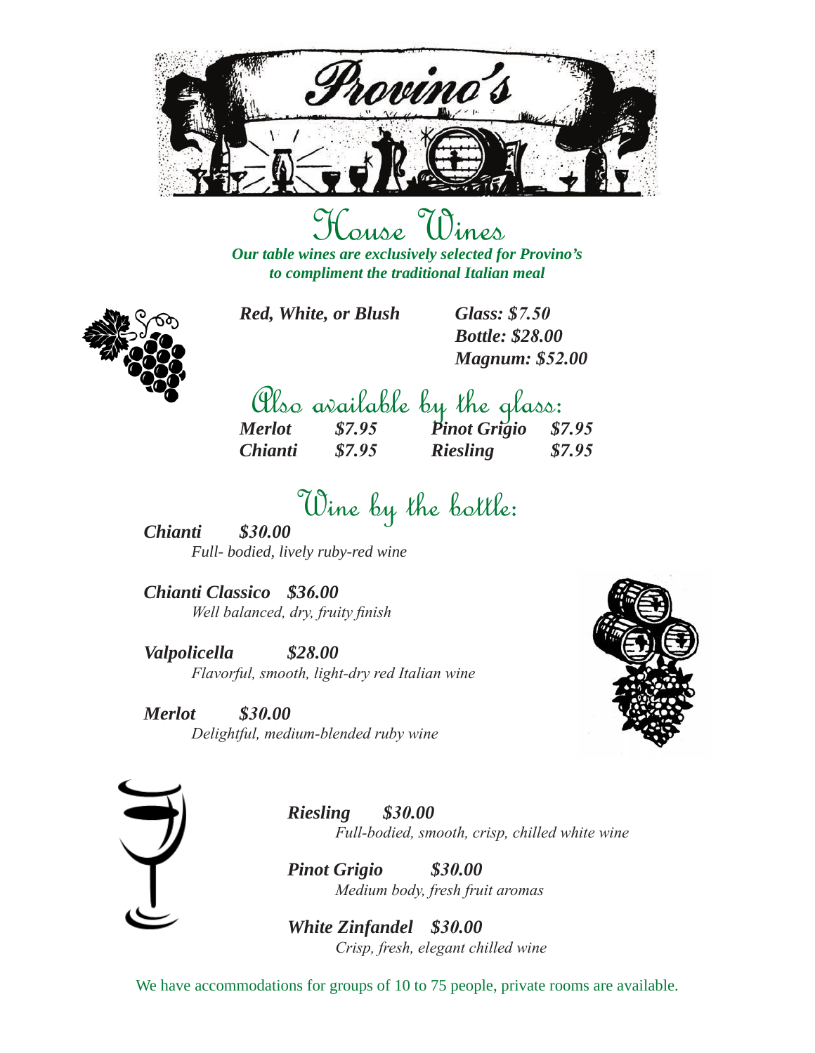# Provino's

## House Wines

***Our table wines are exclusively selected for Provino's to compliment the traditional Italian meal***

***Red, White, or Blush***

***Glass: $7.50***
***Bottle: $28.00***
***Magnum: $52.00***

## Also available by the glass:

| | | | |
|---|---|---|---|
| ***Merlot*** | ***$7.95*** | ***Pinot Grigio*** | ***$7.95*** |
| ***Chianti*** | ***$7.95*** | ***Riesling*** | ***$7.95*** |

## Wine by the bottle:

***Chianti $30.00***
*Full- bodied, lively ruby-red wine*

***Chianti Classico $36.00***
*Well balanced, dry, fruity finish*

***Valpolicella $28.00***
*Flavorful, smooth, light-dry red Italian wine*

***Merlot $30.00***
*Delightful, medium-blended ruby wine*

***Riesling $30.00***
*Full-bodied, smooth, crisp, chilled white wine*

***Pinot Grigio $30.00***
*Medium body, fresh fruit aromas*

***White Zinfandel $30.00***
*Crisp, fresh, elegant chilled wine*

We have accommodations for groups of 10 to 75 people, private rooms are available.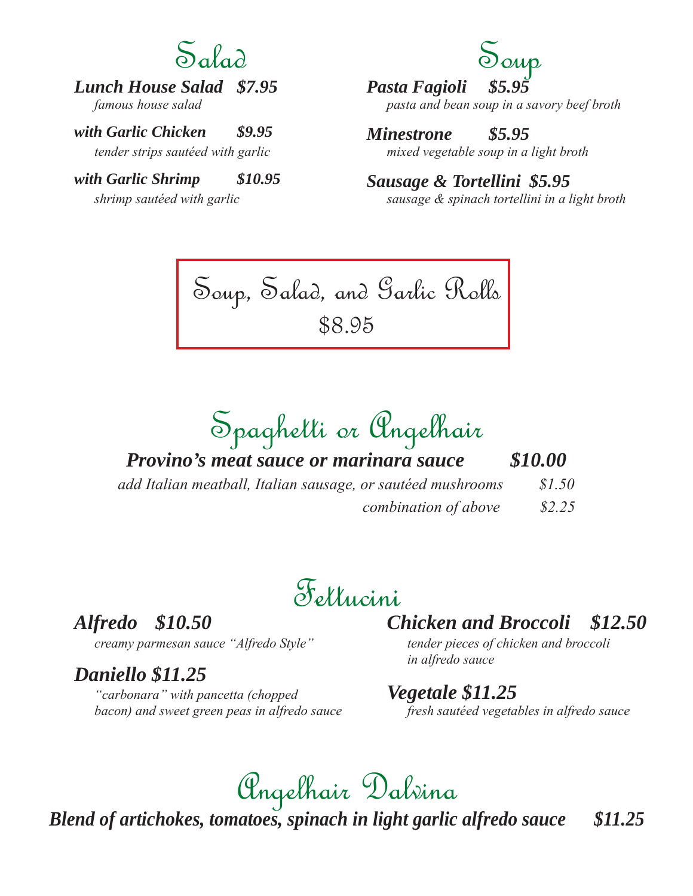## Salad

***Lunch House Salad* *$7.95***
*famous house salad*

***with Garlic Chicken* *$9.95***
*tender strips sautéed with garlic*

***with Garlic Shrimp* *$10.95***
*shrimp sautéed with garlic*

## Soup

***Pasta Fagioli* *$5.95***
*pasta and bean soup in a savory beef broth*

***Minestrone* *$5.95***
*mixed vegetable soup in a light broth*

***Sausage & Tortellini* *$5.95***
*sausage & spinach tortellini in a light broth*

## Soup, Salad, and Garlic Rolls

$8.95

## Spaghetti or Angelhair

***Provino's meat sauce or marinara sauce* *$10.00***

*add Italian meatball, Italian sausage, or sautéed mushrooms* *$1.50*

*combination of above* *$2.25*

## Fettucini

***Alfredo* *$10.50***
*creamy parmesan sauce "Alfredo Style"*

***Daniello $11.25***
*"carbonara" with pancetta (chopped bacon) and sweet green peas in alfredo sauce*

***Chicken and Broccoli* *$12.50***
*tender pieces of chicken and broccoli in alfredo sauce*

***Vegetale $11.25***
*fresh sautéed vegetables in alfredo sauce*

## Angelhair Dalvina

***Blend of artichokes, tomatoes, spinach in light garlic alfredo sauce* *$11.25***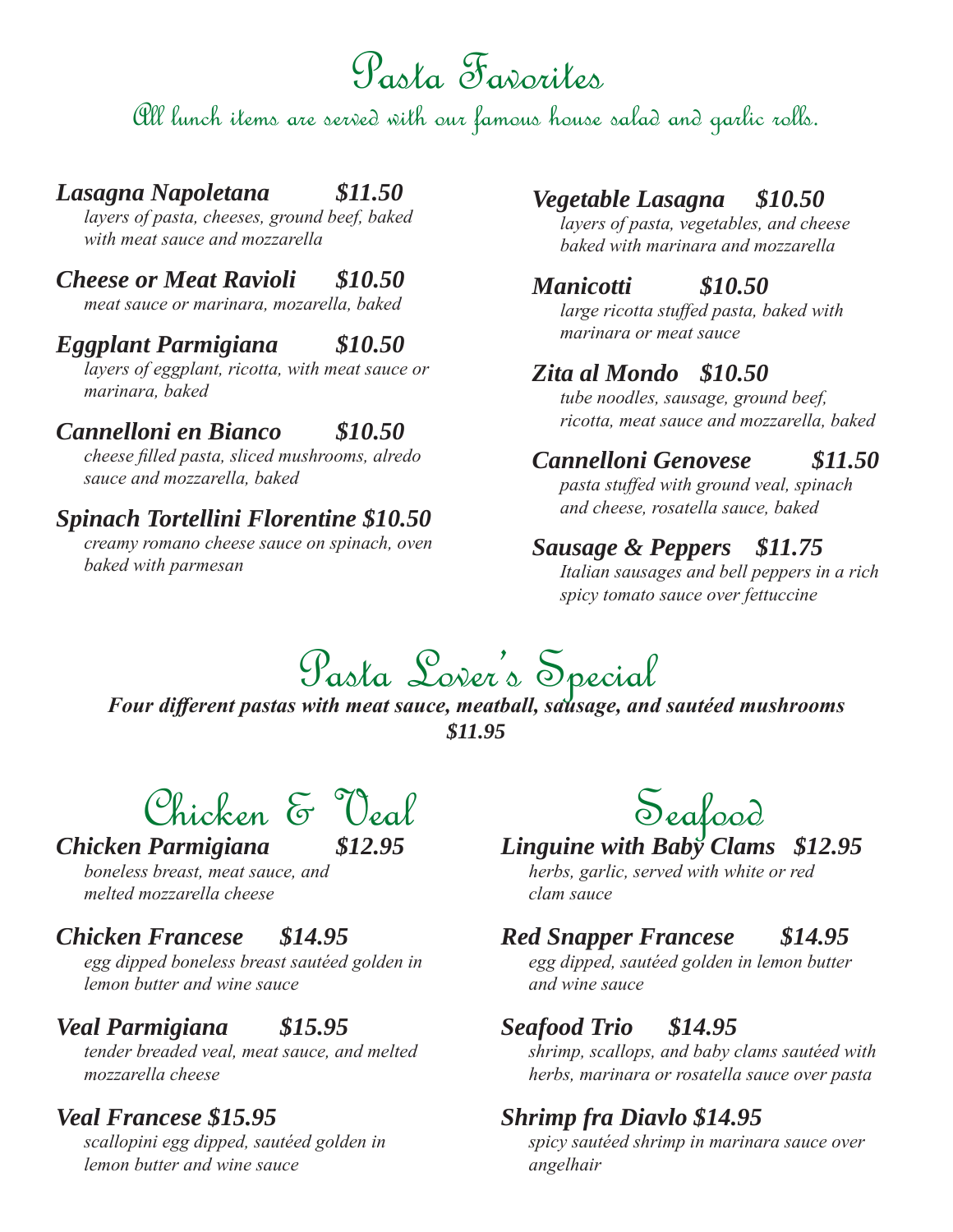# Pasta Favorites

All lunch items are served with our famous house salad and garlic rolls.

***Lasagna Napoletana $11.50***
*layers of pasta, cheeses, ground beef, baked with meat sauce and mozzarella*

***Cheese or Meat Ravioli $10.50***
*meat sauce or marinara, mozarella, baked*

***Eggplant Parmigiana $10.50***
*layers of eggplant, ricotta, with meat sauce or marinara, baked*

***Cannelloni en Bianco $10.50***
*cheese filled pasta, sliced mushrooms, alredo sauce and mozzarella, baked*

***Spinach Tortellini Florentine $10.50***
*creamy romano cheese sauce on spinach, oven baked with parmesan*

***Vegetable Lasagna $10.50***
*layers of pasta, vegetables, and cheese baked with marinara and mozzarella*

***Manicotti $10.50***
*large ricotta stuffed pasta, baked with marinara or meat sauce*

***Zita al Mondo $10.50***
*tube noodles, sausage, ground beef, ricotta, meat sauce and mozzarella, baked*

***Cannelloni Genovese $11.50***
*pasta stuffed with ground veal, spinach and cheese, rosatella sauce, baked*

***Sausage & Peppers $11.75***
*Italian sausages and bell peppers in a rich spicy tomato sauce over fettuccine*

# Pasta Lover's Special

***Four different pastas with meat sauce, meatball, sausage, and sautéed mushrooms***
***$11.95***

# Chicken & Veal

***Chicken Parmigiana $12.95***
*boneless breast, meat sauce, and melted mozzarella cheese*

***Chicken Francese $14.95***
*egg dipped boneless breast sautéed golden in lemon butter and wine sauce*

***Veal Parmigiana $15.95***
*tender breaded veal, meat sauce, and melted mozzarella cheese*

***Veal Francese $15.95***
*scallopini egg dipped, sautéed golden in lemon butter and wine sauce*

# Seafood

***Linguine with Baby Clams $12.95***
*herbs, garlic, served with white or red clam sauce*

***Red Snapper Francese $14.95***
*egg dipped, sautéed golden in lemon butter and wine sauce*

***Seafood Trio $14.95***
*shrimp, scallops, and baby clams sautéed with herbs, marinara or rosatella sauce over pasta*

***Shrimp fra Diavlo $14.95***
*spicy sautéed shrimp in marinara sauce over angelhair*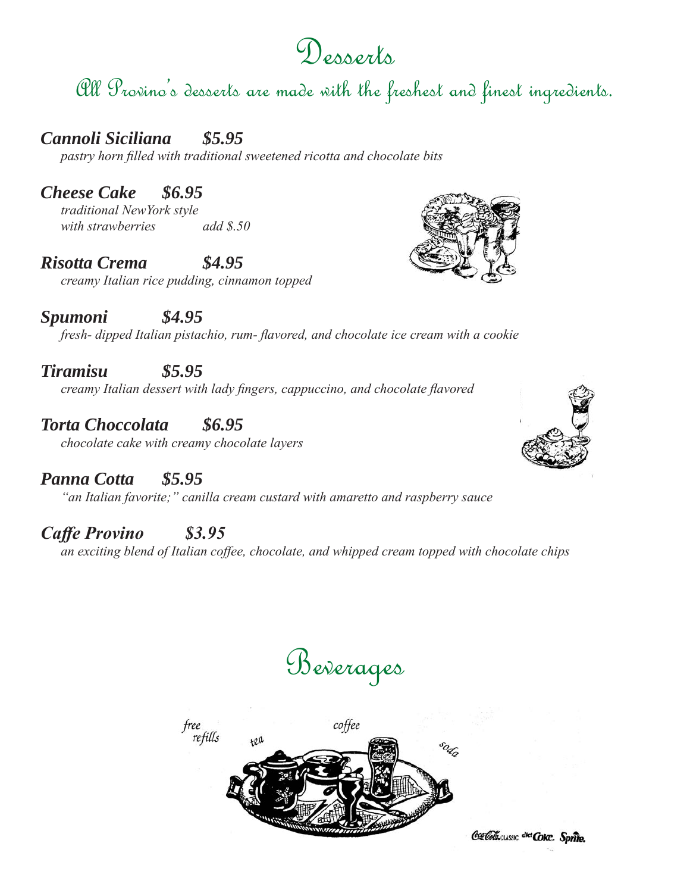# Desserts

## All Provino's desserts are made with the freshest and finest ingredients.

***Cannoli Siciliana*** ***$5.95***
*pastry horn filled with traditional sweetened ricotta and chocolate bits*

***Cheese Cake*** ***$6.95***
*traditional NewYork style*
*with strawberries* *add $.50*

***Risotta Crema*** ***$4.95***
*creamy Italian rice pudding, cinnamon topped*

***Spumoni*** ***$4.95***
*fresh- dipped Italian pistachio, rum- flavored, and chocolate ice cream with a cookie*

***Tiramisu*** ***$5.95***
*creamy Italian dessert with lady fingers, cappuccino, and chocolate flavored*

***Torta Choccolata*** ***$6.95***
*chocolate cake with creamy chocolate layers*

***Panna Cotta*** ***$5.95***
*"an Italian favorite;" canilla cream custard with amaretto and raspberry sauce*

***Caffe Provino*** ***$3.95***
*an exciting blend of Italian coffee, chocolate, and whipped cream topped with chocolate chips*

# Beverages

free refills

tea

coffee

soda

Coca-Cola classic, diet Coke, Sprite